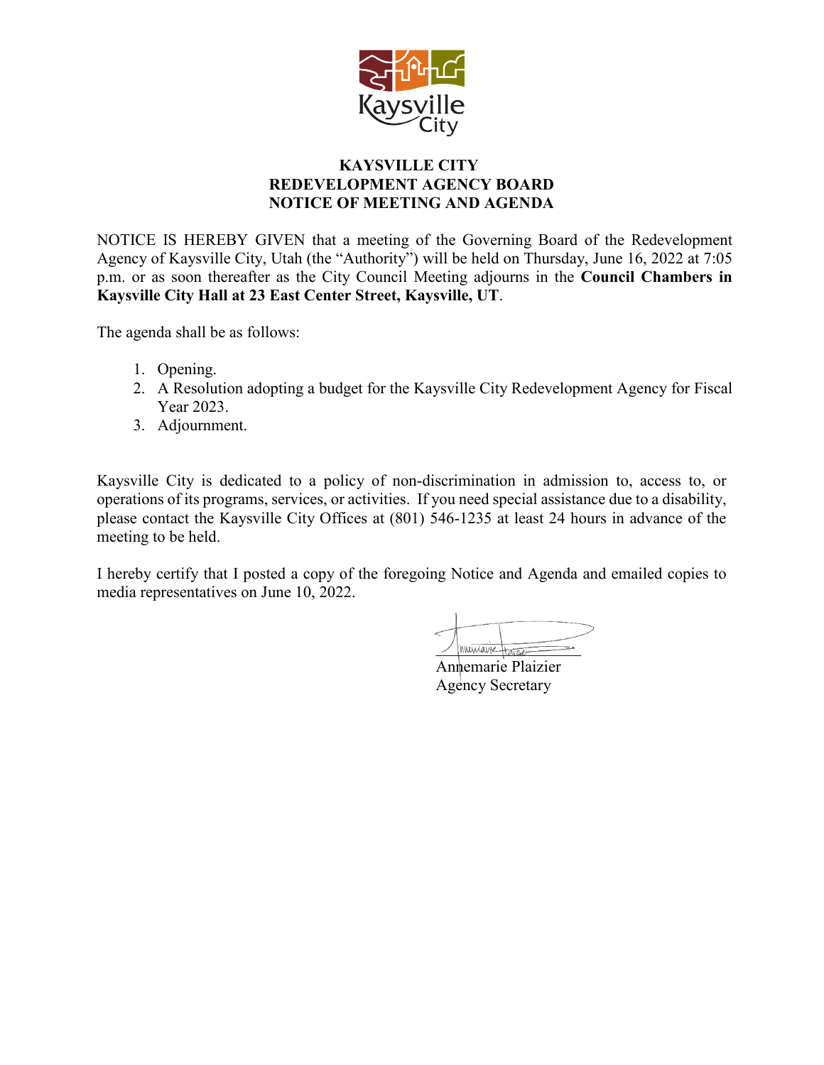# KAYSVILLE CITY
# REDEVELOPMENT AGENCY BOARD
# NOTICE OF MEETING AND AGENDA

NOTICE IS HEREBY GIVEN that a meeting of the Governing Board of the Redevelopment Agency of Kaysville City, Utah (the "Authority") will be held on Thursday, June 16, 2022 at 7:05 p.m. or as soon thereafter as the City Council Meeting adjourns in the **Council Chambers in Kaysville City Hall at 23 East Center Street, Kaysville, UT**.

The agenda shall be as follows:

1. Opening.
2. A Resolution adopting a budget for the Kaysville City Redevelopment Agency for Fiscal Year 2023.
3. Adjournment.

Kaysville City is dedicated to a policy of non-discrimination in admission to, access to, or operations of its programs, services, or activities. If you need special assistance due to a disability, please contact the Kaysville City Offices at (801) 546-1235 at least 24 hours in advance of the meeting to be held.

I hereby certify that I posted a copy of the foregoing Notice and Agenda and emailed copies to media representatives on June 10, 2022.

Annemarie Plaizier
Agency Secretary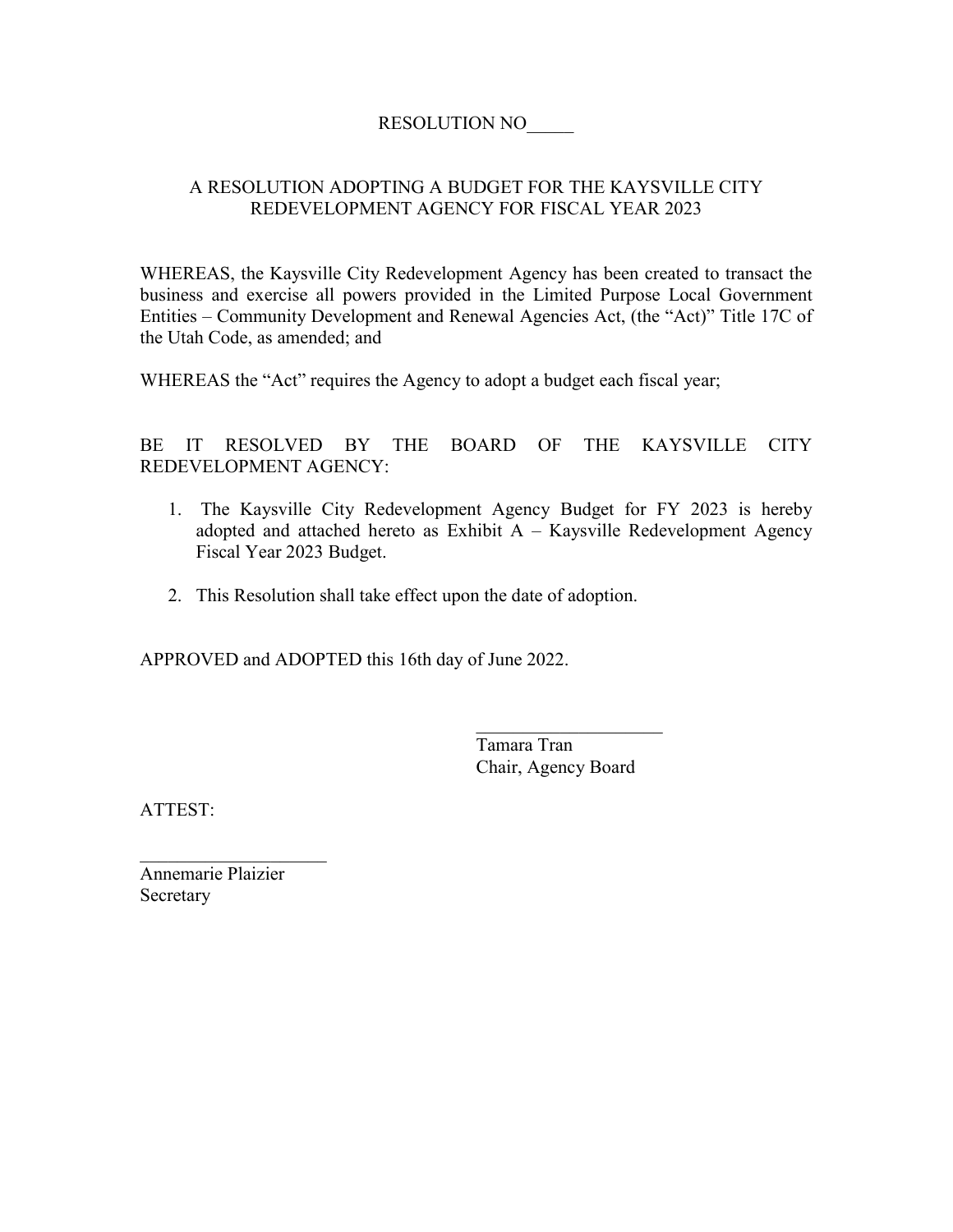RESOLUTION NO_____

A RESOLUTION ADOPTING A BUDGET FOR THE KAYSVILLE CITY REDEVELOPMENT AGENCY FOR FISCAL YEAR 2023

WHEREAS, the Kaysville City Redevelopment Agency has been created to transact the business and exercise all powers provided in the Limited Purpose Local Government Entities – Community Development and Renewal Agencies Act, (the "Act)" Title 17C of the Utah Code, as amended; and

WHEREAS the "Act" requires the Agency to adopt a budget each fiscal year;

BE IT RESOLVED BY THE BOARD OF THE KAYSVILLE CITY REDEVELOPMENT AGENCY:

1. The Kaysville City Redevelopment Agency Budget for FY 2023 is hereby adopted and attached hereto as Exhibit A – Kaysville Redevelopment Agency Fiscal Year 2023 Budget.

2. This Resolution shall take effect upon the date of adoption.

APPROVED and ADOPTED this 16th day of June 2022.

____________________
Tamara Tran
Chair, Agency Board

ATTEST:

____________________
Annemarie Plaizier
Secretary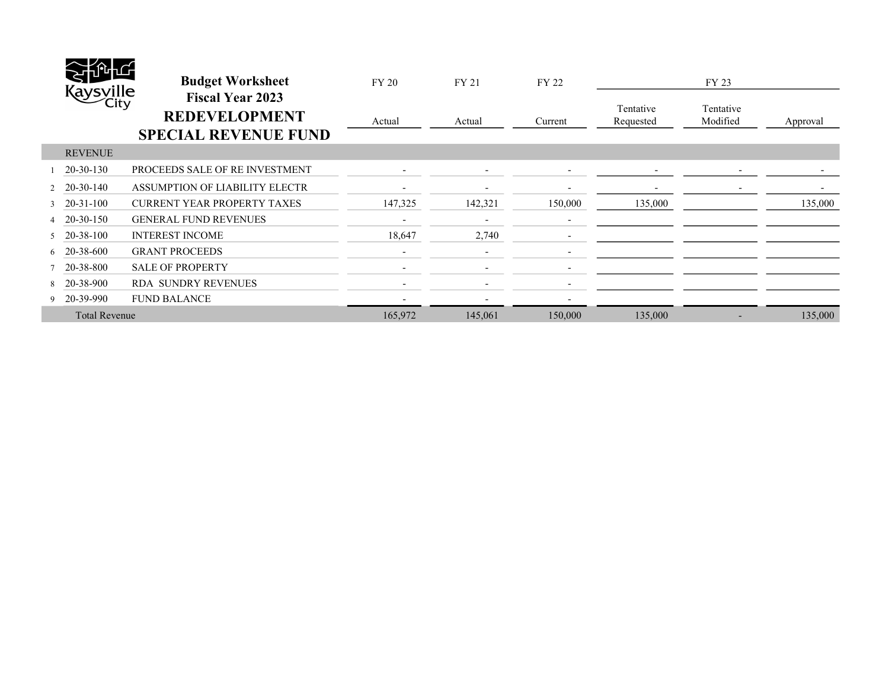Kaysville City

# Budget Worksheet
## Fiscal Year 2023
## REDEVELOPMENT SPECIAL REVENUE FUND

| | | | FY 20 | FY 21 | FY 22 | FY 23 | | |
|---|---|---|---|---|---|---|---|---|
| | | | Actual | Actual | Current | Tentative Requested | Tentative Modified | Approval |
| | REVENUE | | | | | | | |
| 1 | 20-30-130 | PROCEEDS SALE OF RE INVESTMENT | - | - | - | - | - | - |
| 2 | 20-30-140 | ASSUMPTION OF LIABILITY ELECTR | - | - | - | - | - | - |
| 3 | 20-31-100 | CURRENT YEAR PROPERTY TAXES | 147,325 | 142,321 | 150,000 | 135,000 | | 135,000 |
| 4 | 20-30-150 | GENERAL FUND REVENUES | - | - | - | | | |
| 5 | 20-38-100 | INTEREST INCOME | 18,647 | 2,740 | - | | | |
| 6 | 20-38-600 | GRANT PROCEEDS | - | - | - | | | |
| 7 | 20-38-800 | SALE OF PROPERTY | - | - | - | | | |
| 8 | 20-38-900 | RDA SUNDRY REVENUES | - | - | - | | | |
| 9 | 20-39-990 | FUND BALANCE | - | - | - | | | |
| | Total Revenue | | 165,972 | 145,061 | 150,000 | 135,000 | - | 135,000 |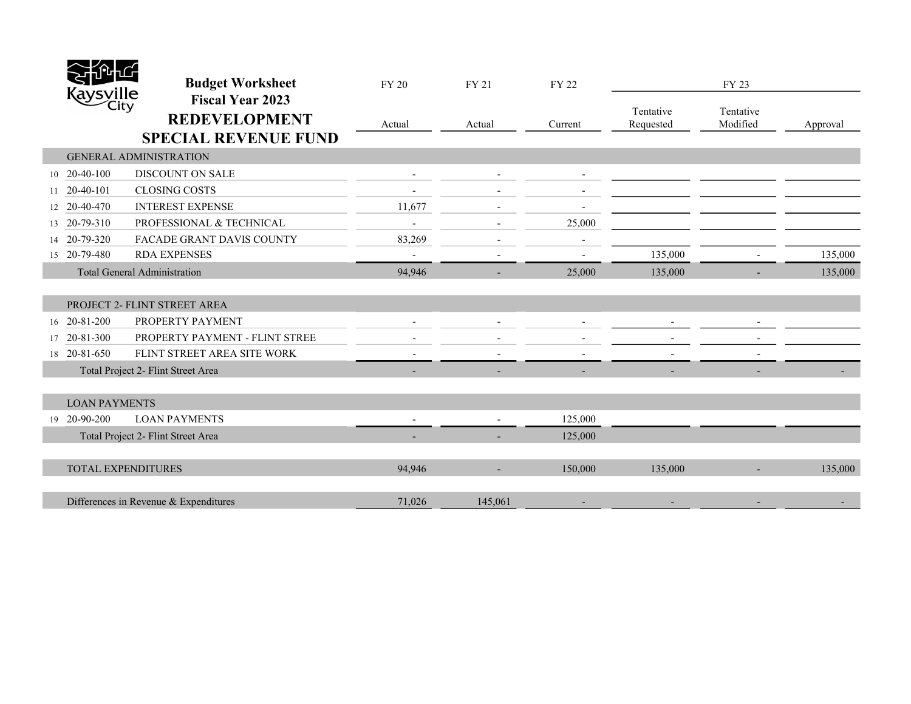# Budget Worksheet
## Fiscal Year 2023
## REDEVELOPMENT SPECIAL REVENUE FUND

| | | | FY 20 | FY 21 | FY 22 | FY 23 | | |
|---|---|---|---|---|---|---|---|---|
| | | | Actual | Actual | Current | Tentative Requested | Tentative Modified | Approval |
| | GENERAL ADMINISTRATION | | | | | | | |
| 10 | 20-40-100 | DISCOUNT ON SALE | - | - | - | | | |
| 11 | 20-40-101 | CLOSING COSTS | - | - | - | | | |
| 12 | 20-40-470 | INTEREST EXPENSE | 11,677 | - | - | | | |
| 13 | 20-79-310 | PROFESSIONAL & TECHNICAL | - | - | 25,000 | | | |
| 14 | 20-79-320 | FACADE GRANT DAVIS COUNTY | 83,269 | - | - | | | |
| 15 | 20-79-480 | RDA EXPENSES | - | - | - | 135,000 | - | 135,000 |
| | Total General Administration | | 94,946 | - | 25,000 | 135,000 | - | 135,000 |
| | PROJECT 2- FLINT STREET AREA | | | | | | | |
| 16 | 20-81-200 | PROPERTY PAYMENT | - | - | - | - | - | |
| 17 | 20-81-300 | PROPERTY PAYMENT - FLINT STREE | - | - | - | - | - | |
| 18 | 20-81-650 | FLINT STREET AREA SITE WORK | - | - | - | - | - | |
| | Total Project 2- Flint Street Area | | - | - | - | - | - | - |
| | LOAN PAYMENTS | | | | | | | |
| 19 | 20-90-200 | LOAN PAYMENTS | - | - | 125,000 | | | |
| | Total Project 2- Flint Street Area | | - | - | 125,000 | | | |
| | TOTAL EXPENDITURES | | 94,946 | - | 150,000 | 135,000 | - | 135,000 |
| | Differences in Revenue & Expenditures | | 71,026 | 145,061 | - | - | - | - |